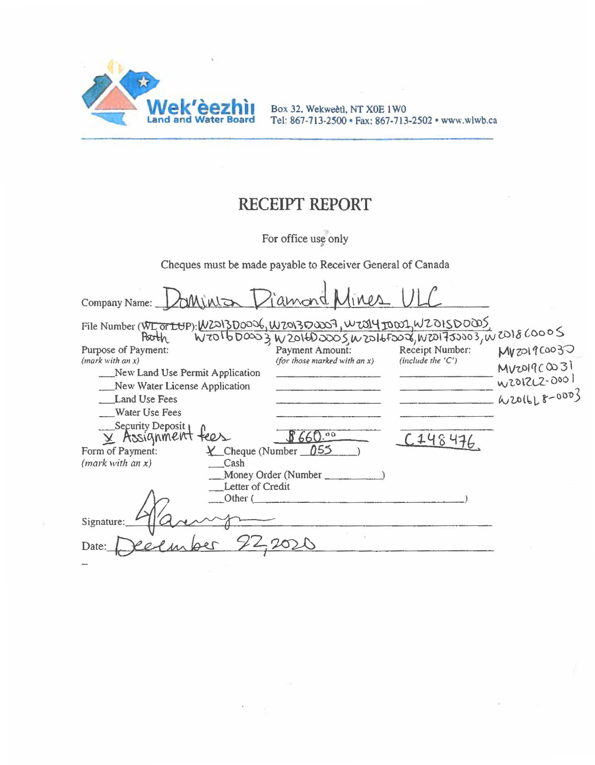**Wek'èezhìı Land and Water Board**

Box 32, Wekweètì, NT X0E 1W0
Tel: 867-713-2500 • Fax: 867-713-2502 • www.wlwb.ca

# RECEIPT REPORT

For office use only

Cheques must be made payable to Receiver General of Canada

Company Name: Dominion Diamond Mines ULC

File Number (~~WL or LUP~~ Both): W2013D0006, W2013D0007, W2014I0001, W2015D0005, W2016D0003, W2016D0005, W2016F0008, W2017J0003, W2018C0005, MV2019C0030, MV2019C0031, W2012L2-0001, W2016L8-0003

| Purpose of Payment: *(mark with an x)* | Payment Amount: *(for those marked with an x)* | Receipt Number: *(include the 'C')* |
|---|---|---|
| ___New Land Use Permit Application | | |
| ___New Water License Application | | |
| ___Land Use Fees | | |
| ___Water Use Fees | | |
| ___Security Deposit | | |
| x Assignment fees | $660.00 | C148476 |

Form of Payment: *(mark with an x)*

- x Cheque (Number 055)
- ___Cash
- ___Money Order (Number ________)
- ___Letter of Credit
- ___Other (________)

Signature: [signature]

Date: December 22, 2020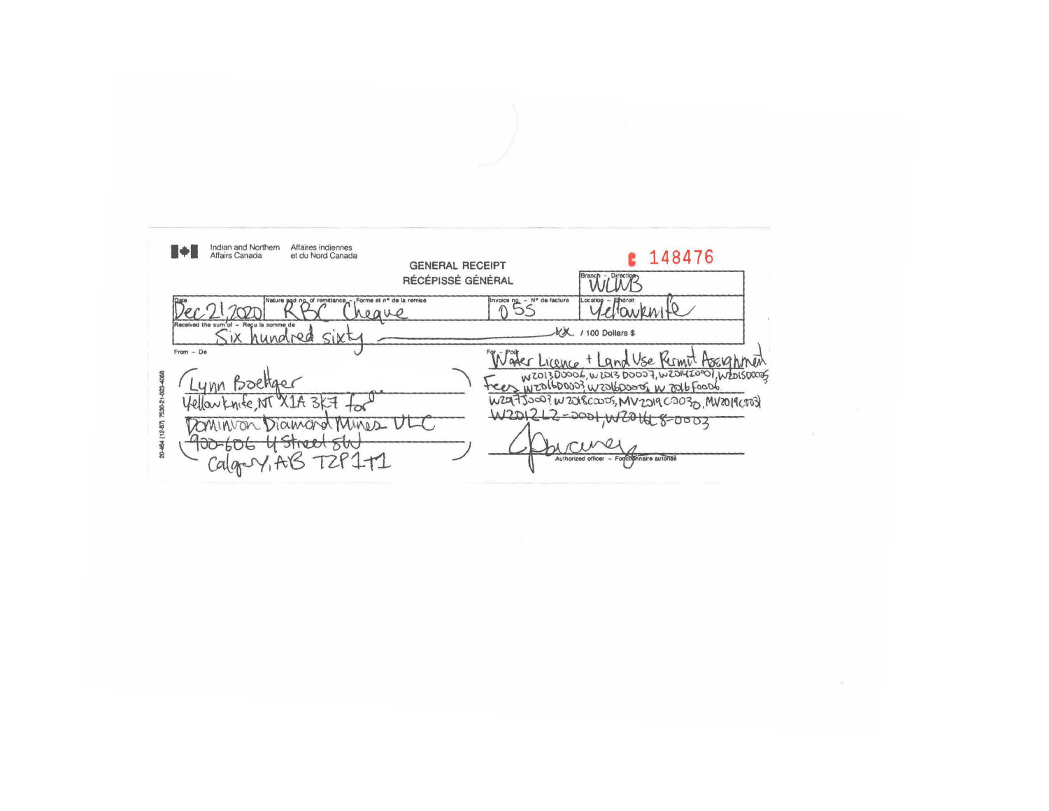Indian and Northern Affairs Canada / Affaires indiennes et du Nord Canada

## GENERAL RECEIPT
## RÉCÉPISSÉ GÉNÉRAL

C 148476

| Branch - Direction | |
|---|---|
| WLWB | |

| Date | Nature and no. of remittance - Forme et n° de la remise | Invoice no. - N° de facture | Location - Endroit |
|---|---|---|---|
| Dec 21, 2020 | RBC Cheque | 055 | Yellowknife |

Received the sum of - Reçu la somme de: Six hundred sixty ——— xx / 100 Dollars $

From - De:

Lynn Boettger
Yellowknife, NT X1A 3K7 for
Dominion Diamond Mines ULC
~~900-606 4 Street SW~~
Calgary, AB T2P 1T1

For - Pour: Water Licence + Land Use Permit Assignment Fees W2013D0006, W2013D0007, W2014I0001, W2015D0005, W2016D0003, W2016D0005, W2016F0006, W2017J0003, W2018C0005, MV2019C0030, MV2019C0031, W2012L2-0001, W2016L8-0003

[signature]

Authorized officer - Fonctionnaire autorisé

20-464 (12-87) 7530-21-023-4068